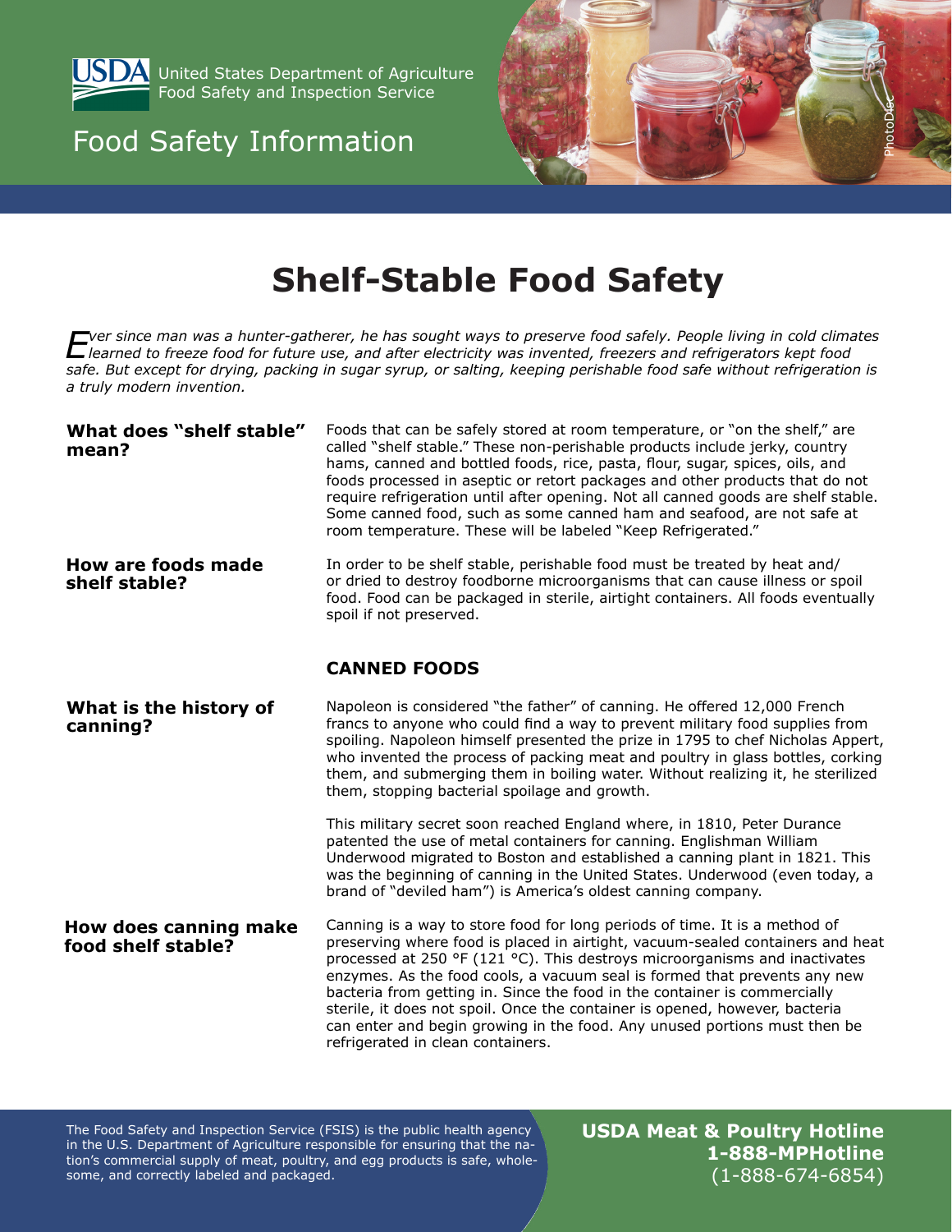United States Department of Agriculture
Food Safety and Inspection Service

Food Safety Information

# Shelf-Stable Food Safety

*Ever since man was a hunter-gatherer, he has sought ways to preserve food safely. People living in cold climates learned to freeze food for future use, and after electricity was invented, freezers and refrigerators kept food safe. But except for drying, packing in sugar syrup, or salting, keeping perishable food safe without refrigeration is a truly modern invention.*

### What does "shelf stable" mean?

Foods that can be safely stored at room temperature, or "on the shelf," are called "shelf stable." These non-perishable products include jerky, country hams, canned and bottled foods, rice, pasta, flour, sugar, spices, oils, and foods processed in aseptic or retort packages and other products that do not require refrigeration until after opening. Not all canned goods are shelf stable. Some canned food, such as some canned ham and seafood, are not safe at room temperature. These will be labeled "Keep Refrigerated."

### How are foods made shelf stable?

In order to be shelf stable, perishable food must be treated by heat and/or dried to destroy foodborne microorganisms that can cause illness or spoil food. Food can be packaged in sterile, airtight containers. All foods eventually spoil if not preserved.

## CANNED FOODS

### What is the history of canning?

Napoleon is considered "the father" of canning. He offered 12,000 French francs to anyone who could find a way to prevent military food supplies from spoiling. Napoleon himself presented the prize in 1795 to chef Nicholas Appert, who invented the process of packing meat and poultry in glass bottles, corking them, and submerging them in boiling water. Without realizing it, he sterilized them, stopping bacterial spoilage and growth.

This military secret soon reached England where, in 1810, Peter Durance patented the use of metal containers for canning. Englishman William Underwood migrated to Boston and established a canning plant in 1821. This was the beginning of canning in the United States. Underwood (even today, a brand of "deviled ham") is America's oldest canning company.

### How does canning make food shelf stable?

Canning is a way to store food for long periods of time. It is a method of preserving where food is placed in airtight, vacuum-sealed containers and heat processed at 250 °F (121 °C). This destroys microorganisms and inactivates enzymes. As the food cools, a vacuum seal is formed that prevents any new bacteria from getting in. Since the food in the container is commercially sterile, it does not spoil. Once the container is opened, however, bacteria can enter and begin growing in the food. Any unused portions must then be refrigerated in clean containers.

The Food Safety and Inspection Service (FSIS) is the public health agency in the U.S. Department of Agriculture responsible for ensuring that the nation's commercial supply of meat, poultry, and egg products is safe, wholesome, and correctly labeled and packaged.

**USDA Meat & Poultry Hotline**
**1-888-MPHotline**
(1-888-674-6854)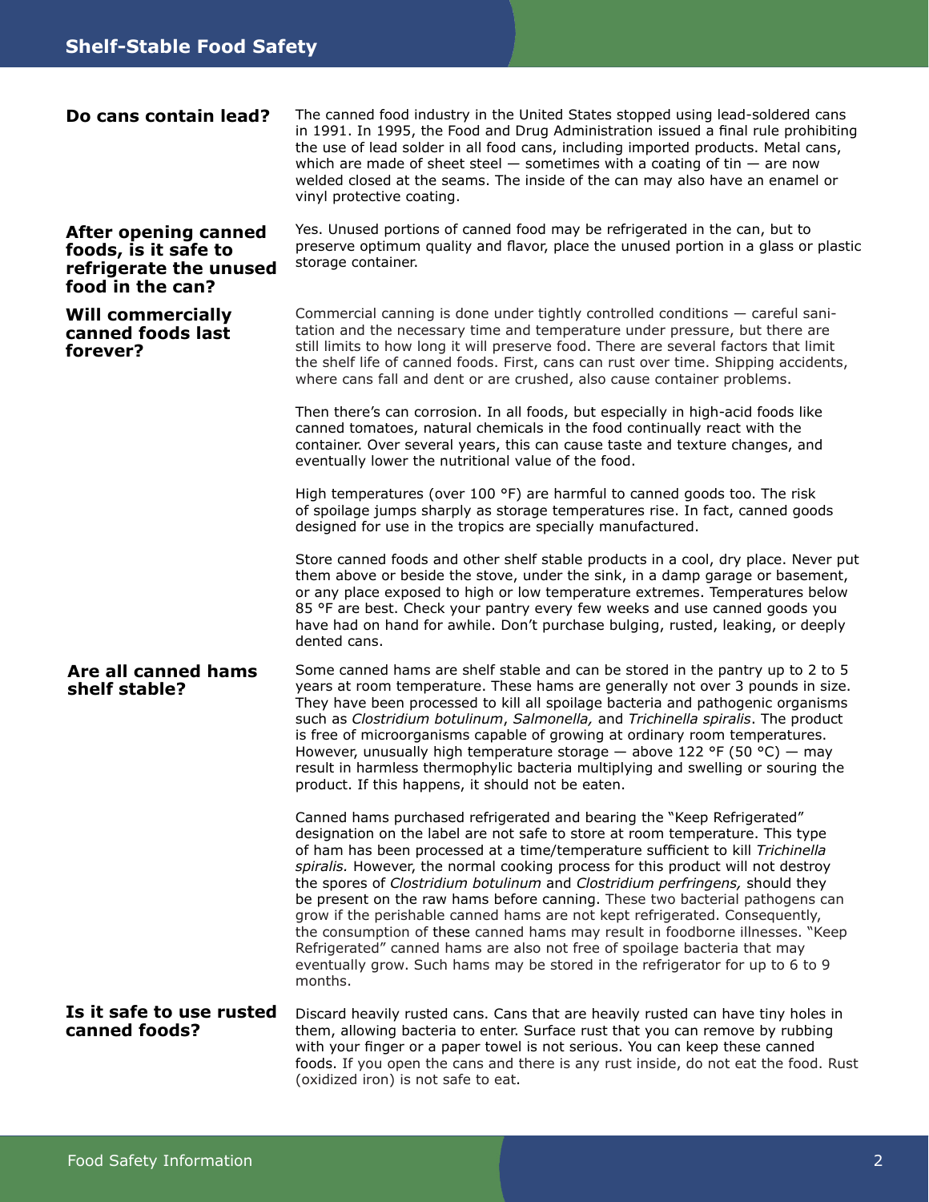## Do cans contain lead?

The canned food industry in the United States stopped using lead-soldered cans in 1991. In 1995, the Food and Drug Administration issued a final rule prohibiting the use of lead solder in all food cans, including imported products. Metal cans, which are made of sheet steel — sometimes with a coating of tin — are now welded closed at the seams. The inside of the can may also have an enamel or vinyl protective coating.

## After opening canned foods, is it safe to refrigerate the unused food in the can?

Yes. Unused portions of canned food may be refrigerated in the can, but to preserve optimum quality and flavor, place the unused portion in a glass or plastic storage container.

## Will commercially canned foods last forever?

Commercial canning is done under tightly controlled conditions — careful sanitation and the necessary time and temperature under pressure, but there are still limits to how long it will preserve food. There are several factors that limit the shelf life of canned foods. First, cans can rust over time. Shipping accidents, where cans fall and dent or are crushed, also cause container problems.

Then there's can corrosion. In all foods, but especially in high-acid foods like canned tomatoes, natural chemicals in the food continually react with the container. Over several years, this can cause taste and texture changes, and eventually lower the nutritional value of the food.

High temperatures (over 100 °F) are harmful to canned goods too. The risk of spoilage jumps sharply as storage temperatures rise. In fact, canned goods designed for use in the tropics are specially manufactured.

Store canned foods and other shelf stable products in a cool, dry place. Never put them above or beside the stove, under the sink, in a damp garage or basement, or any place exposed to high or low temperature extremes. Temperatures below 85 °F are best. Check your pantry every few weeks and use canned goods you have had on hand for awhile. Don't purchase bulging, rusted, leaking, or deeply dented cans.

## Are all canned hams shelf stable?

Some canned hams are shelf stable and can be stored in the pantry up to 2 to 5 years at room temperature. These hams are generally not over 3 pounds in size. They have been processed to kill all spoilage bacteria and pathogenic organisms such as *Clostridium botulinum*, *Salmonella,* and *Trichinella spiralis*. The product is free of microorganisms capable of growing at ordinary room temperatures. However, unusually high temperature storage — above 122 °F (50 °C) — may result in harmless thermophylic bacteria multiplying and swelling or souring the product. If this happens, it should not be eaten.

Canned hams purchased refrigerated and bearing the "Keep Refrigerated" designation on the label are not safe to store at room temperature. This type of ham has been processed at a time/temperature sufficient to kill *Trichinella spiralis.* However, the normal cooking process for this product will not destroy the spores of *Clostridium botulinum* and *Clostridium perfringens,* should they be present on the raw hams before canning. These two bacterial pathogens can grow if the perishable canned hams are not kept refrigerated. Consequently, the consumption of these canned hams may result in foodborne illnesses. "Keep Refrigerated" canned hams are also not free of spoilage bacteria that may eventually grow. Such hams may be stored in the refrigerator for up to 6 to 9 months.

## Is it safe to use rusted canned foods?

Discard heavily rusted cans. Cans that are heavily rusted can have tiny holes in them, allowing bacteria to enter. Surface rust that you can remove by rubbing with your finger or a paper towel is not serious. You can keep these canned foods. If you open the cans and there is any rust inside, do not eat the food. Rust (oxidized iron) is not safe to eat.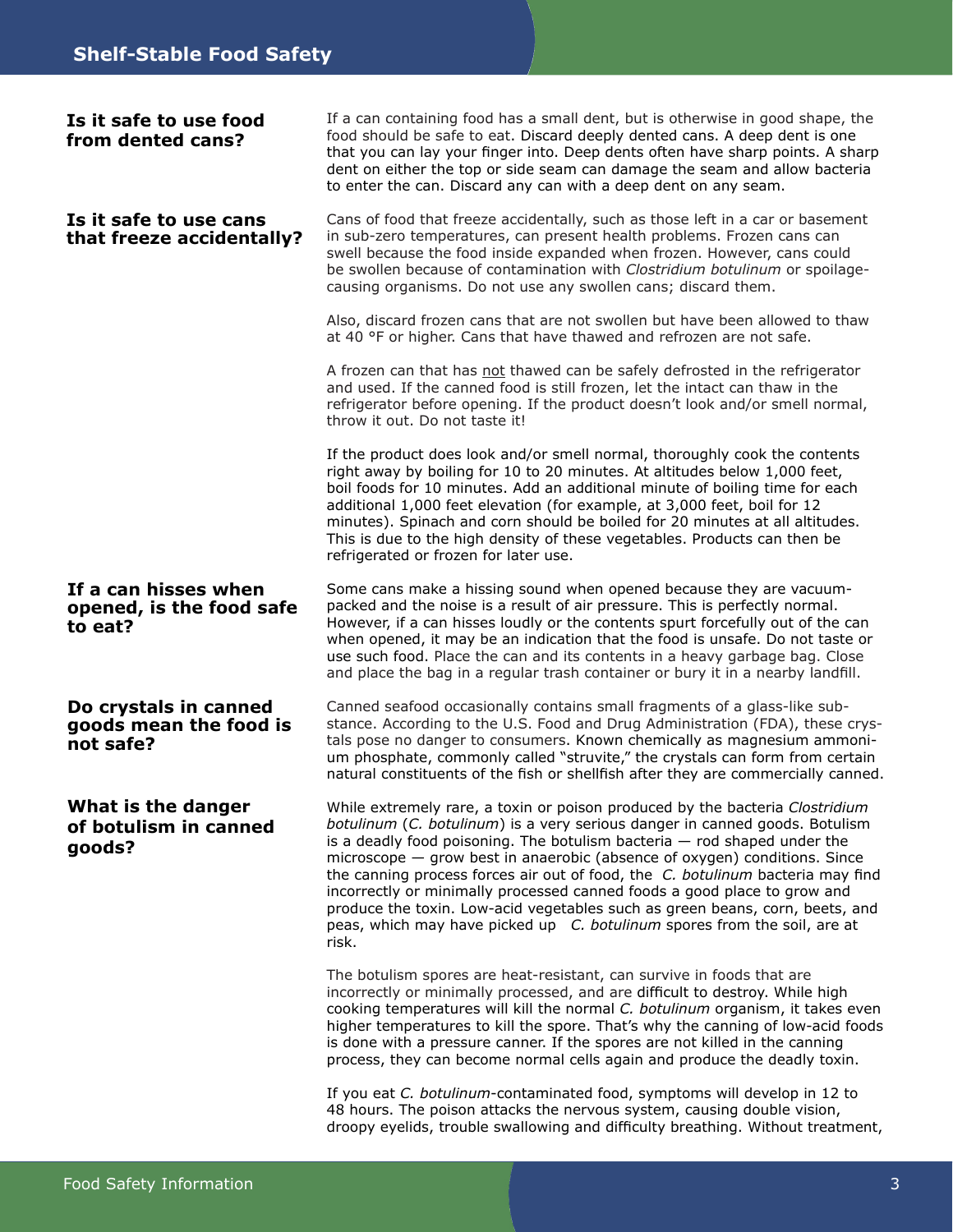### Is it safe to use food from dented cans?

If a can containing food has a small dent, but is otherwise in good shape, the food should be safe to eat. Discard deeply dented cans. A deep dent is one that you can lay your finger into. Deep dents often have sharp points. A sharp dent on either the top or side seam can damage the seam and allow bacteria to enter the can. Discard any can with a deep dent on any seam.

### Is it safe to use cans that freeze accidentally?

Cans of food that freeze accidentally, such as those left in a car or basement in sub-zero temperatures, can present health problems. Frozen cans can swell because the food inside expanded when frozen. However, cans could be swollen because of contamination with *Clostridium botulinum* or spoilage-causing organisms. Do not use any swollen cans; discard them.

Also, discard frozen cans that are not swollen but have been allowed to thaw at 40 °F or higher. Cans that have thawed and refrozen are not safe.

A frozen can that has not thawed can be safely defrosted in the refrigerator and used. If the canned food is still frozen, let the intact can thaw in the refrigerator before opening. If the product doesn't look and/or smell normal, throw it out. Do not taste it!

If the product does look and/or smell normal, thoroughly cook the contents right away by boiling for 10 to 20 minutes. At altitudes below 1,000 feet, boil foods for 10 minutes. Add an additional minute of boiling time for each additional 1,000 feet elevation (for example, at 3,000 feet, boil for 12 minutes). Spinach and corn should be boiled for 20 minutes at all altitudes. This is due to the high density of these vegetables. Products can then be refrigerated or frozen for later use.

### If a can hisses when opened, is the food safe to eat?

Some cans make a hissing sound when opened because they are vacuum-packed and the noise is a result of air pressure. This is perfectly normal. However, if a can hisses loudly or the contents spurt forcefully out of the can when opened, it may be an indication that the food is unsafe. Do not taste or use such food. Place the can and its contents in a heavy garbage bag. Close and place the bag in a regular trash container or bury it in a nearby landfill.

### Do crystals in canned goods mean the food is not safe?

Canned seafood occasionally contains small fragments of a glass-like substance. According to the U.S. Food and Drug Administration (FDA), these crystals pose no danger to consumers. Known chemically as magnesium ammonium phosphate, commonly called "struvite," the crystals can form from certain natural constituents of the fish or shellfish after they are commercially canned.

### What is the danger of botulism in canned goods?

While extremely rare, a toxin or poison produced by the bacteria *Clostridium botulinum* (*C. botulinum*) is a very serious danger in canned goods. Botulism is a deadly food poisoning. The botulism bacteria — rod shaped under the microscope — grow best in anaerobic (absence of oxygen) conditions. Since the canning process forces air out of food, the *C. botulinum* bacteria may find incorrectly or minimally processed canned foods a good place to grow and produce the toxin. Low-acid vegetables such as green beans, corn, beets, and peas, which may have picked up *C. botulinum* spores from the soil, are at risk.

The botulism spores are heat-resistant, can survive in foods that are incorrectly or minimally processed, and are difficult to destroy. While high cooking temperatures will kill the normal *C. botulinum* organism, it takes even higher temperatures to kill the spore. That's why the canning of low-acid foods is done with a pressure canner. If the spores are not killed in the canning process, they can become normal cells again and produce the deadly toxin.

If you eat *C. botulinum*-contaminated food, symptoms will develop in 12 to 48 hours. The poison attacks the nervous system, causing double vision, droopy eyelids, trouble swallowing and difficulty breathing. Without treatment,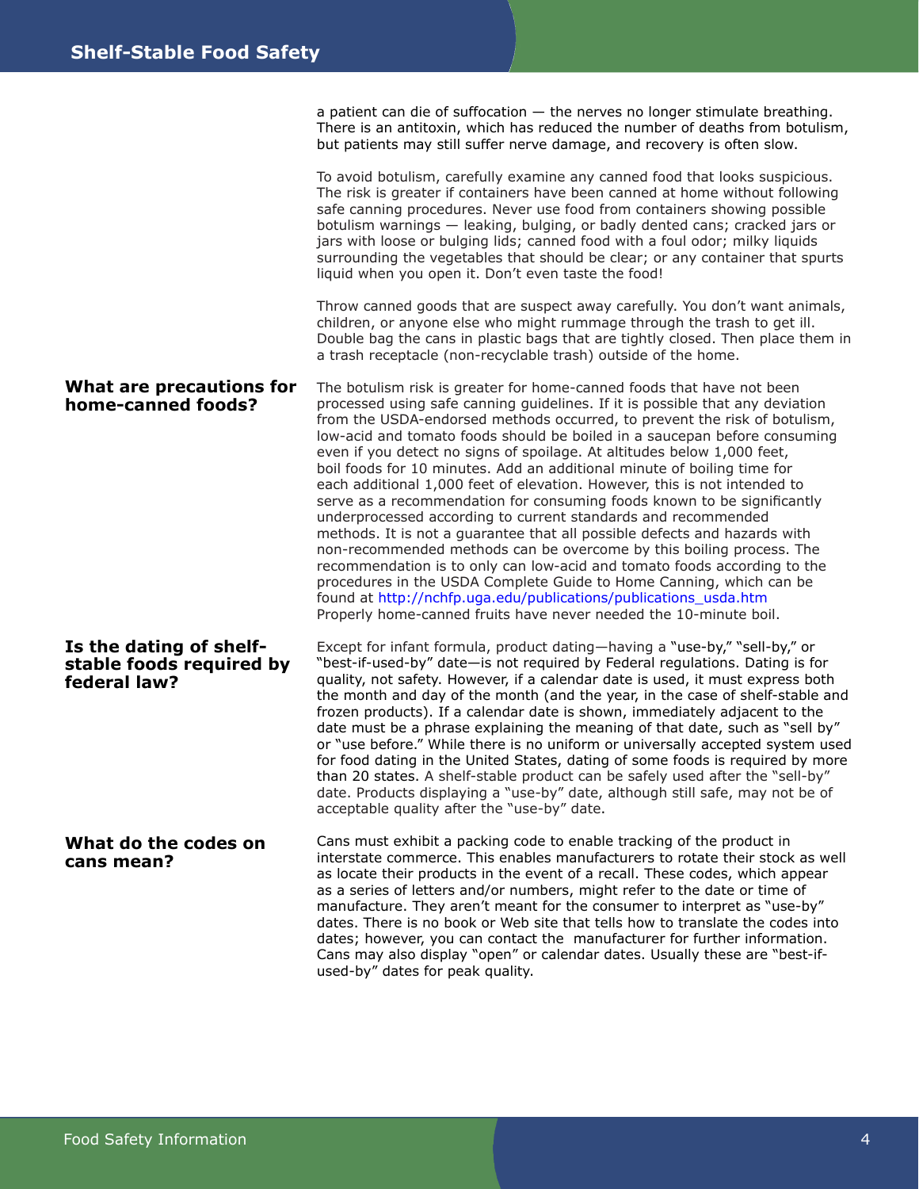a patient can die of suffocation — the nerves no longer stimulate breathing. There is an antitoxin, which has reduced the number of deaths from botulism, but patients may still suffer nerve damage, and recovery is often slow.

To avoid botulism, carefully examine any canned food that looks suspicious. The risk is greater if containers have been canned at home without following safe canning procedures. Never use food from containers showing possible botulism warnings — leaking, bulging, or badly dented cans; cracked jars or jars with loose or bulging lids; canned food with a foul odor; milky liquids surrounding the vegetables that should be clear; or any container that spurts liquid when you open it. Don't even taste the food!

Throw canned goods that are suspect away carefully. You don't want animals, children, or anyone else who might rummage through the trash to get ill. Double bag the cans in plastic bags that are tightly closed. Then place them in a trash receptacle (non-recyclable trash) outside of the home.

## What are precautions for home-canned foods?

The botulism risk is greater for home-canned foods that have not been processed using safe canning guidelines. If it is possible that any deviation from the USDA-endorsed methods occurred, to prevent the risk of botulism, low-acid and tomato foods should be boiled in a saucepan before consuming even if you detect no signs of spoilage. At altitudes below 1,000 feet, boil foods for 10 minutes. Add an additional minute of boiling time for each additional 1,000 feet of elevation. However, this is not intended to serve as a recommendation for consuming foods known to be significantly underprocessed according to current standards and recommended methods. It is not a guarantee that all possible defects and hazards with non-recommended methods can be overcome by this boiling process. The recommendation is to only can low-acid and tomato foods according to the procedures in the USDA Complete Guide to Home Canning, which can be found at http://nchfp.uga.edu/publications/publications_usda.htm Properly home-canned fruits have never needed the 10-minute boil.

## Is the dating of shelf-stable foods required by federal law?

Except for infant formula, product dating—having a "use-by," "sell-by," or "best-if-used-by" date—is not required by Federal regulations. Dating is for quality, not safety. However, if a calendar date is used, it must express both the month and day of the month (and the year, in the case of shelf-stable and frozen products). If a calendar date is shown, immediately adjacent to the date must be a phrase explaining the meaning of that date, such as "sell by" or "use before." While there is no uniform or universally accepted system used for food dating in the United States, dating of some foods is required by more than 20 states. A shelf-stable product can be safely used after the "sell-by" date. Products displaying a "use-by" date, although still safe, may not be of acceptable quality after the "use-by" date.

## What do the codes on cans mean?

Cans must exhibit a packing code to enable tracking of the product in interstate commerce. This enables manufacturers to rotate their stock as well as locate their products in the event of a recall. These codes, which appear as a series of letters and/or numbers, might refer to the date or time of manufacture. They aren't meant for the consumer to interpret as "use-by" dates. There is no book or Web site that tells how to translate the codes into dates; however, you can contact the manufacturer for further information. Cans may also display "open" or calendar dates. Usually these are "best-if-used-by" dates for peak quality.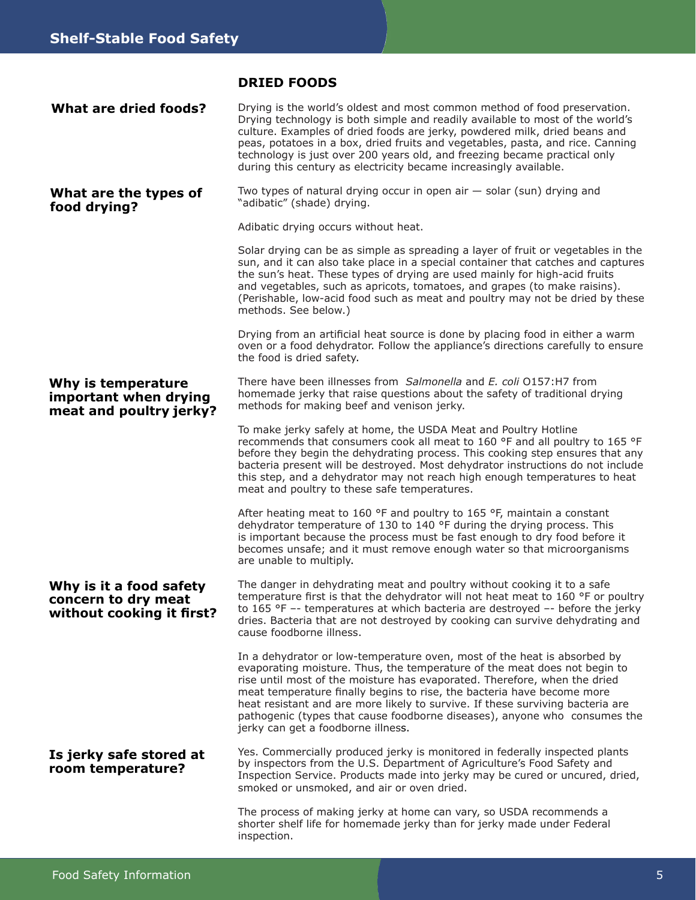## DRIED FOODS

### What are dried foods?

Drying is the world's oldest and most common method of food preservation. Drying technology is both simple and readily available to most of the world's culture. Examples of dried foods are jerky, powdered milk, dried beans and peas, potatoes in a box, dried fruits and vegetables, pasta, and rice. Canning technology is just over 200 years old, and freezing became practical only during this century as electricity became increasingly available.

### What are the types of food drying?

Two types of natural drying occur in open air — solar (sun) drying and "adibatic" (shade) drying.

Adibatic drying occurs without heat.

Solar drying can be as simple as spreading a layer of fruit or vegetables in the sun, and it can also take place in a special container that catches and captures the sun's heat. These types of drying are used mainly for high-acid fruits and vegetables, such as apricots, tomatoes, and grapes (to make raisins). (Perishable, low-acid food such as meat and poultry may not be dried by these methods. See below.)

Drying from an artificial heat source is done by placing food in either a warm oven or a food dehydrator. Follow the appliance's directions carefully to ensure the food is dried safety.

### Why is temperature important when drying meat and poultry jerky?

There have been illnesses from *Salmonella* and *E. coli* O157:H7 from homemade jerky that raise questions about the safety of traditional drying methods for making beef and venison jerky.

To make jerky safely at home, the USDA Meat and Poultry Hotline recommends that consumers cook all meat to 160 °F and all poultry to 165 °F before they begin the dehydrating process. This cooking step ensures that any bacteria present will be destroyed. Most dehydrator instructions do not include this step, and a dehydrator may not reach high enough temperatures to heat meat and poultry to these safe temperatures.

After heating meat to 160 °F and poultry to 165 °F, maintain a constant dehydrator temperature of 130 to 140 °F during the drying process. This is important because the process must be fast enough to dry food before it becomes unsafe; and it must remove enough water so that microorganisms are unable to multiply.

### Why is it a food safety concern to dry meat without cooking it first?

The danger in dehydrating meat and poultry without cooking it to a safe temperature first is that the dehydrator will not heat meat to 160 °F or poultry to 165 °F –- temperatures at which bacteria are destroyed –- before the jerky dries. Bacteria that are not destroyed by cooking can survive dehydrating and cause foodborne illness.

In a dehydrator or low-temperature oven, most of the heat is absorbed by evaporating moisture. Thus, the temperature of the meat does not begin to rise until most of the moisture has evaporated. Therefore, when the dried meat temperature finally begins to rise, the bacteria have become more heat resistant and are more likely to survive. If these surviving bacteria are pathogenic (types that cause foodborne diseases), anyone who consumes the jerky can get a foodborne illness.

### Is jerky safe stored at room temperature?

Yes. Commercially produced jerky is monitored in federally inspected plants by inspectors from the U.S. Department of Agriculture's Food Safety and Inspection Service. Products made into jerky may be cured or uncured, dried, smoked or unsmoked, and air or oven dried.

The process of making jerky at home can vary, so USDA recommends a shorter shelf life for homemade jerky than for jerky made under Federal inspection.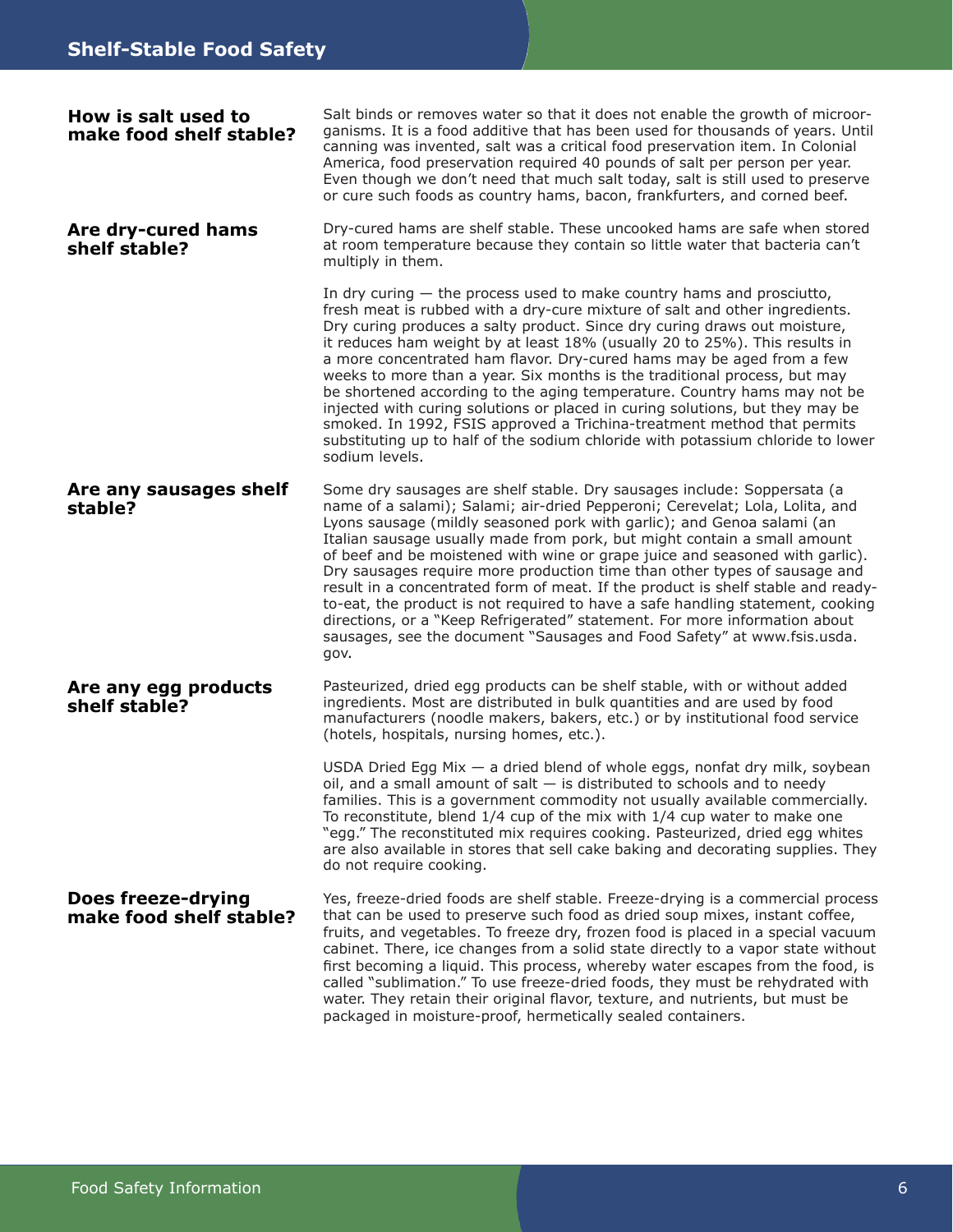## How is salt used to make food shelf stable?

Salt binds or removes water so that it does not enable the growth of microorganisms. It is a food additive that has been used for thousands of years. Until canning was invented, salt was a critical food preservation item. In Colonial America, food preservation required 40 pounds of salt per person per year. Even though we don't need that much salt today, salt is still used to preserve or cure such foods as country hams, bacon, frankfurters, and corned beef.

## Are dry-cured hams shelf stable?

Dry-cured hams are shelf stable. These uncooked hams are safe when stored at room temperature because they contain so little water that bacteria can't multiply in them.

In dry curing — the process used to make country hams and prosciutto, fresh meat is rubbed with a dry-cure mixture of salt and other ingredients. Dry curing produces a salty product. Since dry curing draws out moisture, it reduces ham weight by at least 18% (usually 20 to 25%). This results in a more concentrated ham flavor. Dry-cured hams may be aged from a few weeks to more than a year. Six months is the traditional process, but may be shortened according to the aging temperature. Country hams may not be injected with curing solutions or placed in curing solutions, but they may be smoked. In 1992, FSIS approved a Trichina-treatment method that permits substituting up to half of the sodium chloride with potassium chloride to lower sodium levels.

## Are any sausages shelf stable?

Some dry sausages are shelf stable. Dry sausages include: Soppersata (a name of a salami); Salami; air-dried Pepperoni; Cerevelat; Lola, Lolita, and Lyons sausage (mildly seasoned pork with garlic); and Genoa salami (an Italian sausage usually made from pork, but might contain a small amount of beef and be moistened with wine or grape juice and seasoned with garlic). Dry sausages require more production time than other types of sausage and result in a concentrated form of meat. If the product is shelf stable and ready-to-eat, the product is not required to have a safe handling statement, cooking directions, or a "Keep Refrigerated" statement. For more information about sausages, see the document "Sausages and Food Safety" at www.fsis.usda.gov.

## Are any egg products shelf stable?

Pasteurized, dried egg products can be shelf stable, with or without added ingredients. Most are distributed in bulk quantities and are used by food manufacturers (noodle makers, bakers, etc.) or by institutional food service (hotels, hospitals, nursing homes, etc.).

USDA Dried Egg Mix — a dried blend of whole eggs, nonfat dry milk, soybean oil, and a small amount of salt — is distributed to schools and to needy families. This is a government commodity not usually available commercially. To reconstitute, blend 1/4 cup of the mix with 1/4 cup water to make one "egg." The reconstituted mix requires cooking. Pasteurized, dried egg whites are also available in stores that sell cake baking and decorating supplies. They do not require cooking.

## Does freeze-drying make food shelf stable?

Yes, freeze-dried foods are shelf stable. Freeze-drying is a commercial process that can be used to preserve such food as dried soup mixes, instant coffee, fruits, and vegetables. To freeze dry, frozen food is placed in a special vacuum cabinet. There, ice changes from a solid state directly to a vapor state without first becoming a liquid. This process, whereby water escapes from the food, is called "sublimation." To use freeze-dried foods, they must be rehydrated with water. They retain their original flavor, texture, and nutrients, but must be packaged in moisture-proof, hermetically sealed containers.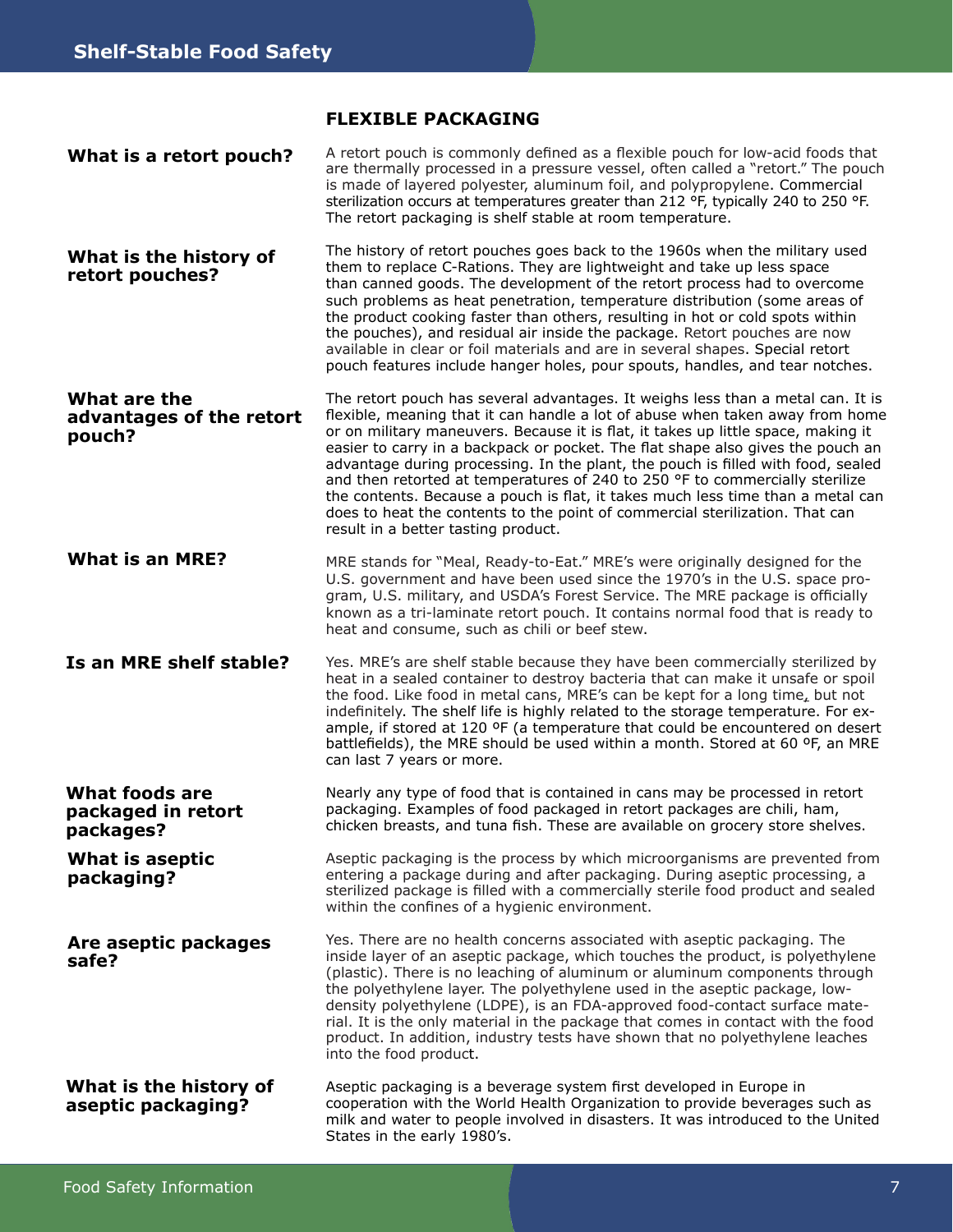## FLEXIBLE PACKAGING

**What is a retort pouch?**

A retort pouch is commonly defined as a flexible pouch for low-acid foods that are thermally processed in a pressure vessel, often called a "retort." The pouch is made of layered polyester, aluminum foil, and polypropylene. Commercial sterilization occurs at temperatures greater than 212 °F, typically 240 to 250 °F. The retort packaging is shelf stable at room temperature.

**What is the history of retort pouches?**

The history of retort pouches goes back to the 1960s when the military used them to replace C-Rations. They are lightweight and take up less space than canned goods. The development of the retort process had to overcome such problems as heat penetration, temperature distribution (some areas of the product cooking faster than others, resulting in hot or cold spots within the pouches), and residual air inside the package. Retort pouches are now available in clear or foil materials and are in several shapes. Special retort pouch features include hanger holes, pour spouts, handles, and tear notches.

**What are the advantages of the retort pouch?**

The retort pouch has several advantages. It weighs less than a metal can. It is flexible, meaning that it can handle a lot of abuse when taken away from home or on military maneuvers. Because it is flat, it takes up little space, making it easier to carry in a backpack or pocket. The flat shape also gives the pouch an advantage during processing. In the plant, the pouch is filled with food, sealed and then retorted at temperatures of 240 to 250 °F to commercially sterilize the contents. Because a pouch is flat, it takes much less time than a metal can does to heat the contents to the point of commercial sterilization. That can result in a better tasting product.

**What is an MRE?**

MRE stands for "Meal, Ready-to-Eat." MRE's were originally designed for the U.S. government and have been used since the 1970's in the U.S. space program, U.S. military, and USDA's Forest Service. The MRE package is officially known as a tri-laminate retort pouch. It contains normal food that is ready to heat and consume, such as chili or beef stew.

**Is an MRE shelf stable?**

Yes. MRE's are shelf stable because they have been commercially sterilized by heat in a sealed container to destroy bacteria that can make it unsafe or spoil the food. Like food in metal cans, MRE's can be kept for a long time, but not indefinitely. The shelf life is highly related to the storage temperature. For example, if stored at 120 ºF (a temperature that could be encountered on desert battlefields), the MRE should be used within a month. Stored at 60 ºF, an MRE can last 7 years or more.

**What foods are packaged in retort packages?**

Nearly any type of food that is contained in cans may be processed in retort packaging. Examples of food packaged in retort packages are chili, ham, chicken breasts, and tuna fish. These are available on grocery store shelves.

**What is aseptic packaging?**

Aseptic packaging is the process by which microorganisms are prevented from entering a package during and after packaging. During aseptic processing, a sterilized package is filled with a commercially sterile food product and sealed within the confines of a hygienic environment.

**Are aseptic packages safe?**

Yes. There are no health concerns associated with aseptic packaging. The inside layer of an aseptic package, which touches the product, is polyethylene (plastic). There is no leaching of aluminum or aluminum components through the polyethylene layer. The polyethylene used in the aseptic package, low-density polyethylene (LDPE), is an FDA-approved food-contact surface material. It is the only material in the package that comes in contact with the food product. In addition, industry tests have shown that no polyethylene leaches into the food product.

**What is the history of aseptic packaging?**

Aseptic packaging is a beverage system first developed in Europe in cooperation with the World Health Organization to provide beverages such as milk and water to people involved in disasters. It was introduced to the United States in the early 1980's.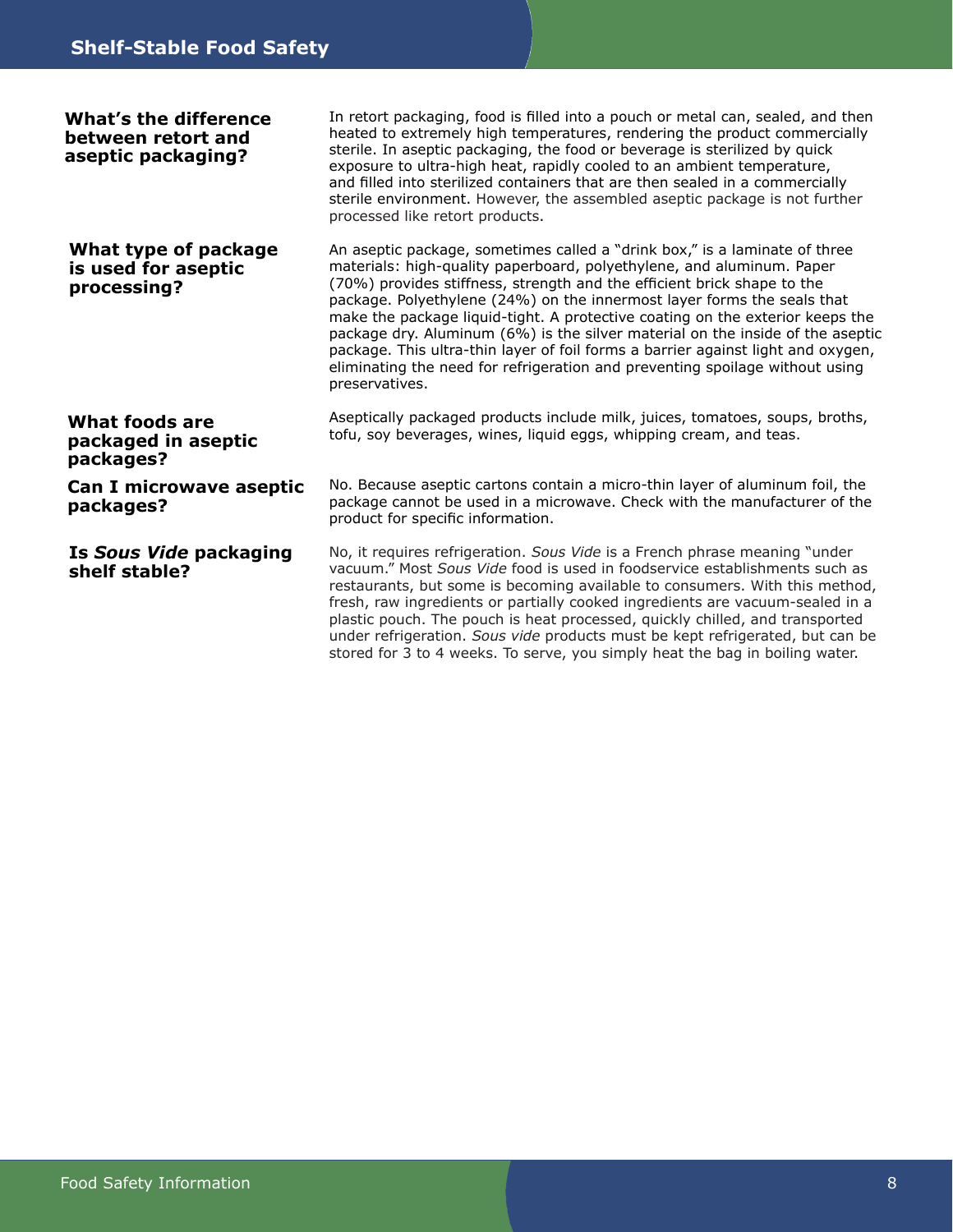### What's the difference between retort and aseptic packaging?

In retort packaging, food is filled into a pouch or metal can, sealed, and then heated to extremely high temperatures, rendering the product commercially sterile. In aseptic packaging, the food or beverage is sterilized by quick exposure to ultra-high heat, rapidly cooled to an ambient temperature, and filled into sterilized containers that are then sealed in a commercially sterile environment. However, the assembled aseptic package is not further processed like retort products.

### What type of package is used for aseptic processing?

An aseptic package, sometimes called a "drink box," is a laminate of three materials: high-quality paperboard, polyethylene, and aluminum. Paper (70%) provides stiffness, strength and the efficient brick shape to the package. Polyethylene (24%) on the innermost layer forms the seals that make the package liquid-tight. A protective coating on the exterior keeps the package dry. Aluminum (6%) is the silver material on the inside of the aseptic package. This ultra-thin layer of foil forms a barrier against light and oxygen, eliminating the need for refrigeration and preventing spoilage without using preservatives.

### What foods are packaged in aseptic packages?

Aseptically packaged products include milk, juices, tomatoes, soups, broths, tofu, soy beverages, wines, liquid eggs, whipping cream, and teas.

### Can I microwave aseptic packages?

No. Because aseptic cartons contain a micro-thin layer of aluminum foil, the package cannot be used in a microwave. Check with the manufacturer of the product for specific information.

### Is *Sous Vide* packaging shelf stable?

No, it requires refrigeration. *Sous Vide* is a French phrase meaning "under vacuum." Most *Sous Vide* food is used in foodservice establishments such as restaurants, but some is becoming available to consumers. With this method, fresh, raw ingredients or partially cooked ingredients are vacuum-sealed in a plastic pouch. The pouch is heat processed, quickly chilled, and transported under refrigeration. *Sous vide* products must be kept refrigerated, but can be stored for 3 to 4 weeks. To serve, you simply heat the bag in boiling water.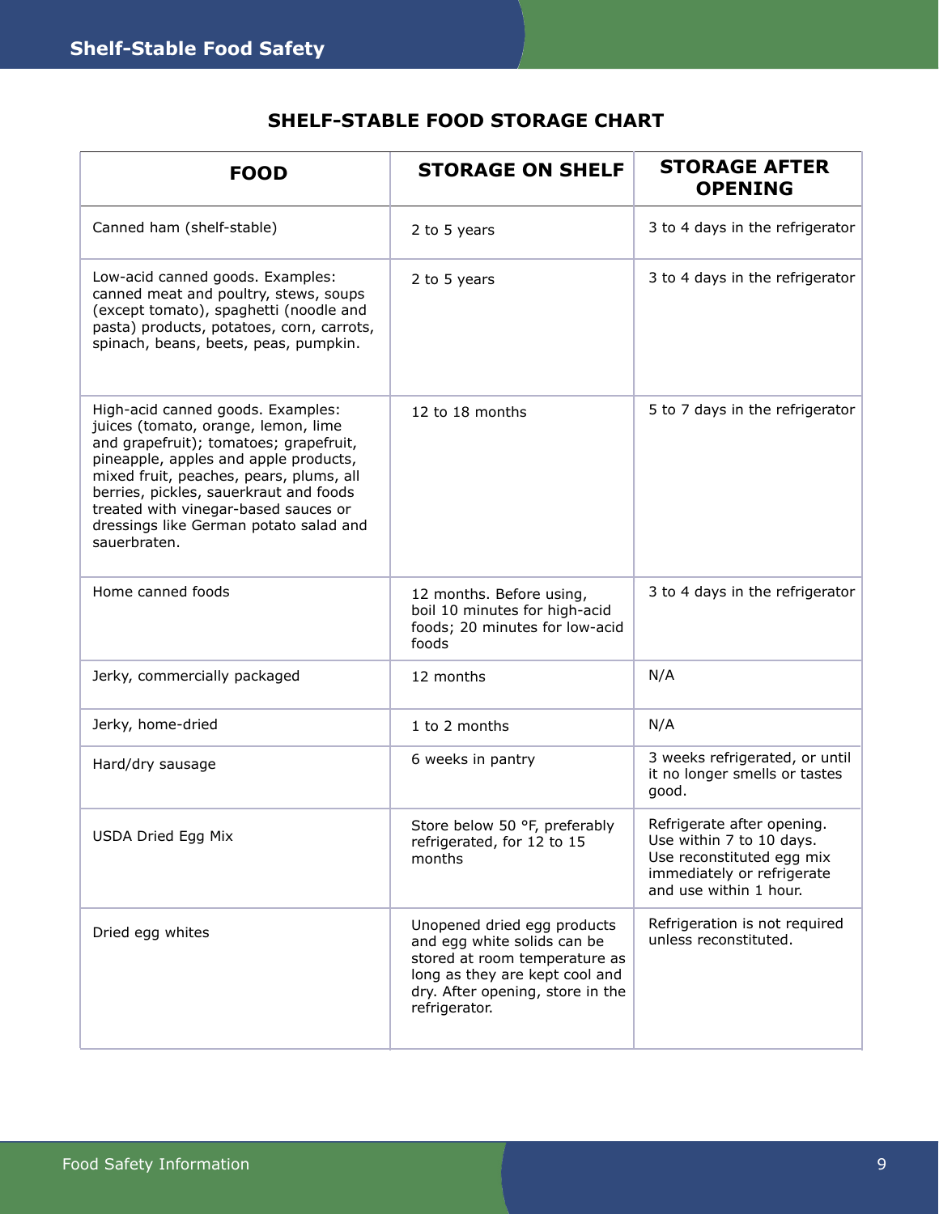## SHELF-STABLE FOOD STORAGE CHART

| FOOD | STORAGE ON SHELF | STORAGE AFTER OPENING |
|---|---|---|
| Canned ham (shelf-stable) | 2 to 5 years | 3 to 4 days in the refrigerator |
| Low-acid canned goods. Examples: canned meat and poultry, stews, soups (except tomato), spaghetti (noodle and pasta) products, potatoes, corn, carrots, spinach, beans, beets, peas, pumpkin. | 2 to 5 years | 3 to 4 days in the refrigerator |
| High-acid canned goods. Examples: juices (tomato, orange, lemon, lime and grapefruit); tomatoes; grapefruit, pineapple, apples and apple products, mixed fruit, peaches, pears, plums, all berries, pickles, sauerkraut and foods treated with vinegar-based sauces or dressings like German potato salad and sauerbraten. | 12 to 18 months | 5 to 7 days in the refrigerator |
| Home canned foods | 12 months. Before using, boil 10 minutes for high-acid foods; 20 minutes for low-acid foods | 3 to 4 days in the refrigerator |
| Jerky, commercially packaged | 12 months | N/A |
| Jerky, home-dried | 1 to 2 months | N/A |
| Hard/dry sausage | 6 weeks in pantry | 3 weeks refrigerated, or until it no longer smells or tastes good. |
| USDA Dried Egg Mix | Store below 50 °F, preferably refrigerated, for 12 to 15 months | Refrigerate after opening. Use within 7 to 10 days. Use reconstituted egg mix immediately or refrigerate and use within 1 hour. |
| Dried egg whites | Unopened dried egg products and egg white solids can be stored at room temperature as long as they are kept cool and dry. After opening, store in the refrigerator. | Refrigeration is not required unless reconstituted. |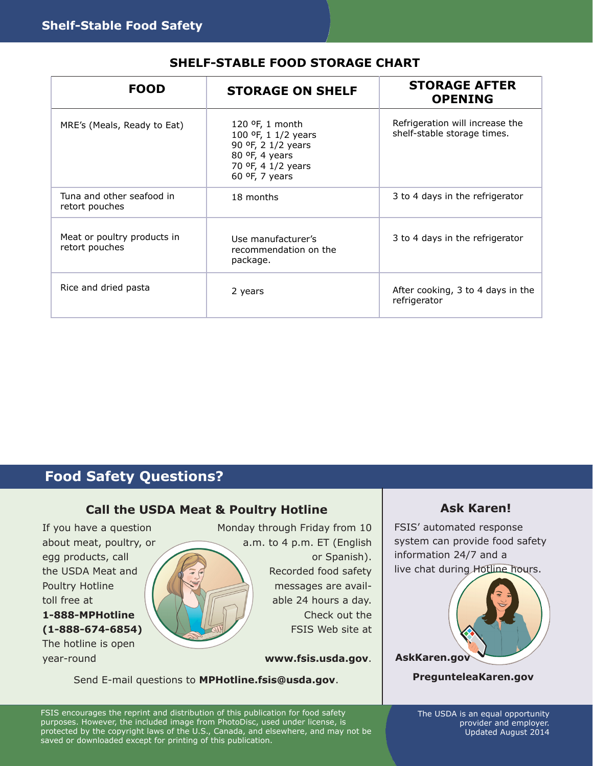## SHELF-STABLE FOOD STORAGE CHART

| FOOD | STORAGE ON SHELF | STORAGE AFTER OPENING |
|---|---|---|
| MRE's (Meals, Ready to Eat) | 120 ºF, 1 month<br>100 ºF, 1 1/2 years<br>90 ºF, 2 1/2 years<br>80 ºF, 4 years<br>70 ºF, 4 1/2 years<br>60 ºF, 7 years | Refrigeration will increase the shelf-stable storage times. |
| Tuna and other seafood in retort pouches | 18 months | 3 to 4 days in the refrigerator |
| Meat or poultry products in retort pouches | Use manufacturer's recommendation on the package. | 3 to 4 days in the refrigerator |
| Rice and dried pasta | 2 years | After cooking, 3 to 4 days in the refrigerator |

## Food Safety Questions?

### Call the USDA Meat & Poultry Hotline

If you have a question about meat, poultry, or egg products, call the USDA Meat and Poultry Hotline toll free at **1-888-MPHotline (1-888-674-6854)**. The hotline is open year-round Monday through Friday from 10 a.m. to 4 p.m. ET (English or Spanish). Recorded food safety messages are available 24 hours a day. Check out the FSIS Web site at **www.fsis.usda.gov**.

Send E-mail questions to **MPHotline.fsis@usda.gov**.

### Ask Karen!

FSIS' automated response system can provide food safety information 24/7 and a live chat during Hotline hours.

**AskKaren.gov**

**PregunteleaKaren.gov**

FSIS encourages the reprint and distribution of this publication for food safety purposes. However, the included image from PhotoDisc, used under license, is protected by the copyright laws of the U.S., Canada, and elsewhere, and may not be saved or downloaded except for printing of this publication.

The USDA is an equal opportunity provider and employer.
Updated August 2014